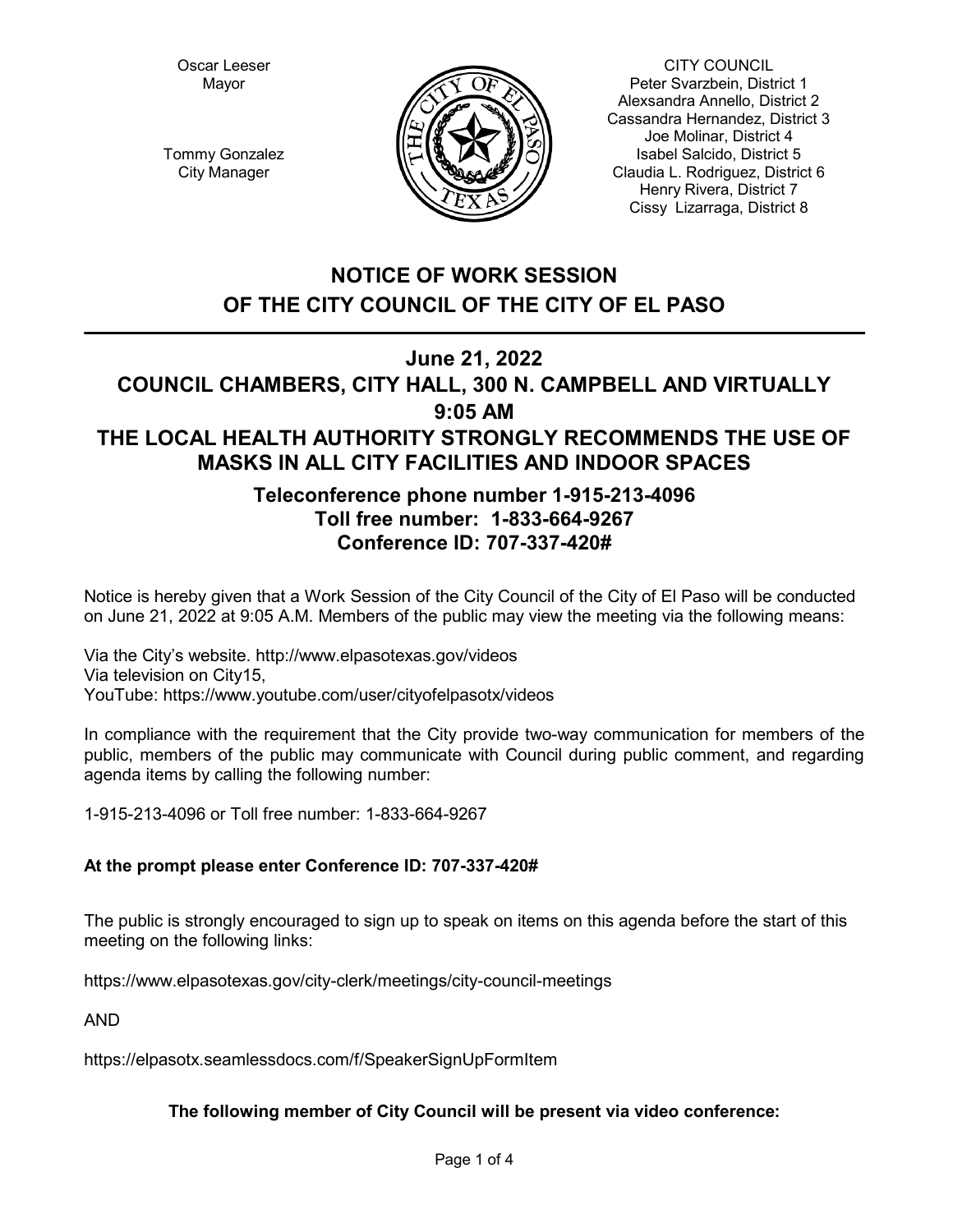Oscar Leeser
Mayor

Tommy Gonzalez
City Manager

CITY COUNCIL
Peter Svarzbein, District 1
Alexsandra Annello, District 2
Cassandra Hernandez, District 3
Joe Molinar, District 4
Isabel Salcido, District 5
Claudia L. Rodriguez, District 6
Henry Rivera, District 7
Cissy Lizarraga, District 8

# NOTICE OF WORK SESSION OF THE CITY COUNCIL OF THE CITY OF EL PASO

## June 21, 2022
## COUNCIL CHAMBERS, CITY HALL, 300 N. CAMPBELL AND VIRTUALLY
## 9:05 AM
## THE LOCAL HEALTH AUTHORITY STRONGLY RECOMMENDS THE USE OF MASKS IN ALL CITY FACILITIES AND INDOOR SPACES

### Teleconference phone number 1-915-213-4096
### Toll free number: 1-833-664-9267
### Conference ID: 707-337-420#

Notice is hereby given that a Work Session of the City Council of the City of El Paso will be conducted on June 21, 2022 at 9:05 A.M. Members of the public may view the meeting via the following means:

Via the City's website. http://www.elpasotexas.gov/videos
Via television on City15,
YouTube: https://www.youtube.com/user/cityofelpasotx/videos

In compliance with the requirement that the City provide two-way communication for members of the public, members of the public may communicate with Council during public comment, and regarding agenda items by calling the following number:

1-915-213-4096 or Toll free number: 1-833-664-9267

**At the prompt please enter Conference ID: 707-337-420#**

The public is strongly encouraged to sign up to speak on items on this agenda before the start of this meeting on the following links:

https://www.elpasotexas.gov/city-clerk/meetings/city-council-meetings

AND

https://elpasotx.seamlessdocs.com/f/SpeakerSignUpFormItem

**The following member of City Council will be present via video conference:**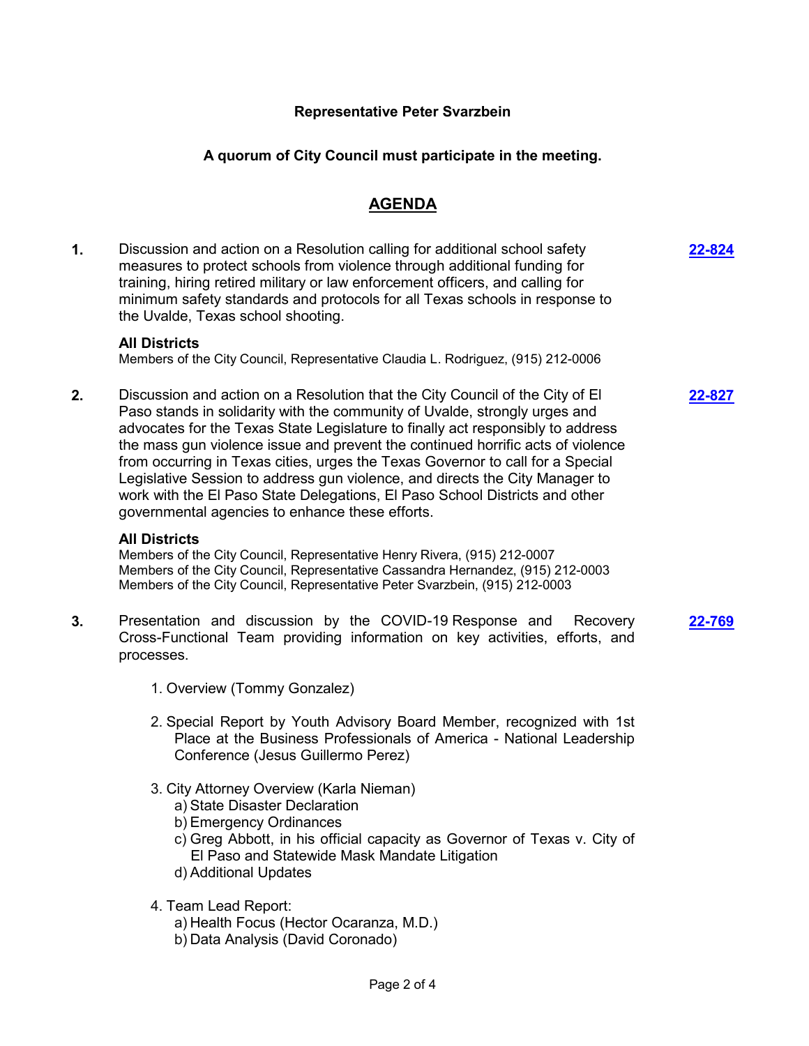**Representative Peter Svarzbein**

**A quorum of City Council must participate in the meeting.**

## AGENDA

**1.** Discussion and action on a Resolution calling for additional school safety measures to protect schools from violence through additional funding for training, hiring retired military or law enforcement officers, and calling for minimum safety standards and protocols for all Texas schools in response to the Uvalde, Texas school shooting. **22-824**

**All Districts**
Members of the City Council, Representative Claudia L. Rodriguez, (915) 212-0006

**2.** Discussion and action on a Resolution that the City Council of the City of El Paso stands in solidarity with the community of Uvalde, strongly urges and advocates for the Texas State Legislature to finally act responsibly to address the mass gun violence issue and prevent the continued horrific acts of violence from occurring in Texas cities, urges the Texas Governor to call for a Special Legislative Session to address gun violence, and directs the City Manager to work with the El Paso State Delegations, El Paso School Districts and other governmental agencies to enhance these efforts. **22-827**

**All Districts**
Members of the City Council, Representative Henry Rivera, (915) 212-0007
Members of the City Council, Representative Cassandra Hernandez, (915) 212-0003
Members of the City Council, Representative Peter Svarzbein, (915) 212-0003

**3.** Presentation and discussion by the COVID-19 Response and Recovery Cross-Functional Team providing information on key activities, efforts, and processes. **22-769**

1. Overview (Tommy Gonzalez)

2. Special Report by Youth Advisory Board Member, recognized with 1st Place at the Business Professionals of America - National Leadership Conference (Jesus Guillermo Perez)

3. City Attorney Overview (Karla Nieman)
   a) State Disaster Declaration
   b) Emergency Ordinances
   c) Greg Abbott, in his official capacity as Governor of Texas v. City of El Paso and Statewide Mask Mandate Litigation
   d) Additional Updates

4. Team Lead Report:
   a) Health Focus (Hector Ocaranza, M.D.)
   b) Data Analysis (David Coronado)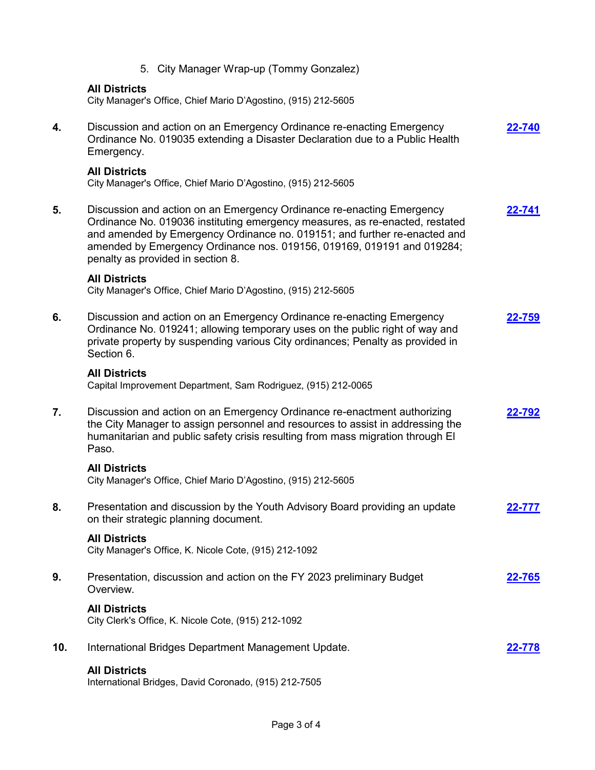5. City Manager Wrap-up (Tommy Gonzalez)

**All Districts**
City Manager's Office, Chief Mario D'Agostino, (915) 212-5605

**4.** Discussion and action on an Emergency Ordinance re-enacting Emergency Ordinance No. 019035 extending a Disaster Declaration due to a Public Health Emergency. **22-740**

**All Districts**
City Manager's Office, Chief Mario D'Agostino, (915) 212-5605

**5.** Discussion and action on an Emergency Ordinance re-enacting Emergency Ordinance No. 019036 instituting emergency measures, as re-enacted, restated and amended by Emergency Ordinance no. 019151; and further re-enacted and amended by Emergency Ordinance nos. 019156, 019169, 019191 and 019284; penalty as provided in section 8. **22-741**

**All Districts**
City Manager's Office, Chief Mario D'Agostino, (915) 212-5605

**6.** Discussion and action on an Emergency Ordinance re-enacting Emergency Ordinance No. 019241; allowing temporary uses on the public right of way and private property by suspending various City ordinances; Penalty as provided in Section 6. **22-759**

**All Districts**
Capital Improvement Department, Sam Rodriguez, (915) 212-0065

**7.** Discussion and action on an Emergency Ordinance re-enactment authorizing the City Manager to assign personnel and resources to assist in addressing the humanitarian and public safety crisis resulting from mass migration through El Paso. **22-792**

**All Districts**
City Manager's Office, Chief Mario D'Agostino, (915) 212-5605

**8.** Presentation and discussion by the Youth Advisory Board providing an update on their strategic planning document. **22-777**

**All Districts**
City Manager's Office, K. Nicole Cote, (915) 212-1092

**9.** Presentation, discussion and action on the FY 2023 preliminary Budget Overview. **22-765**

**All Districts**
City Clerk's Office, K. Nicole Cote, (915) 212-1092

**10.** International Bridges Department Management Update. **22-778**

**All Districts**
International Bridges, David Coronado, (915) 212-7505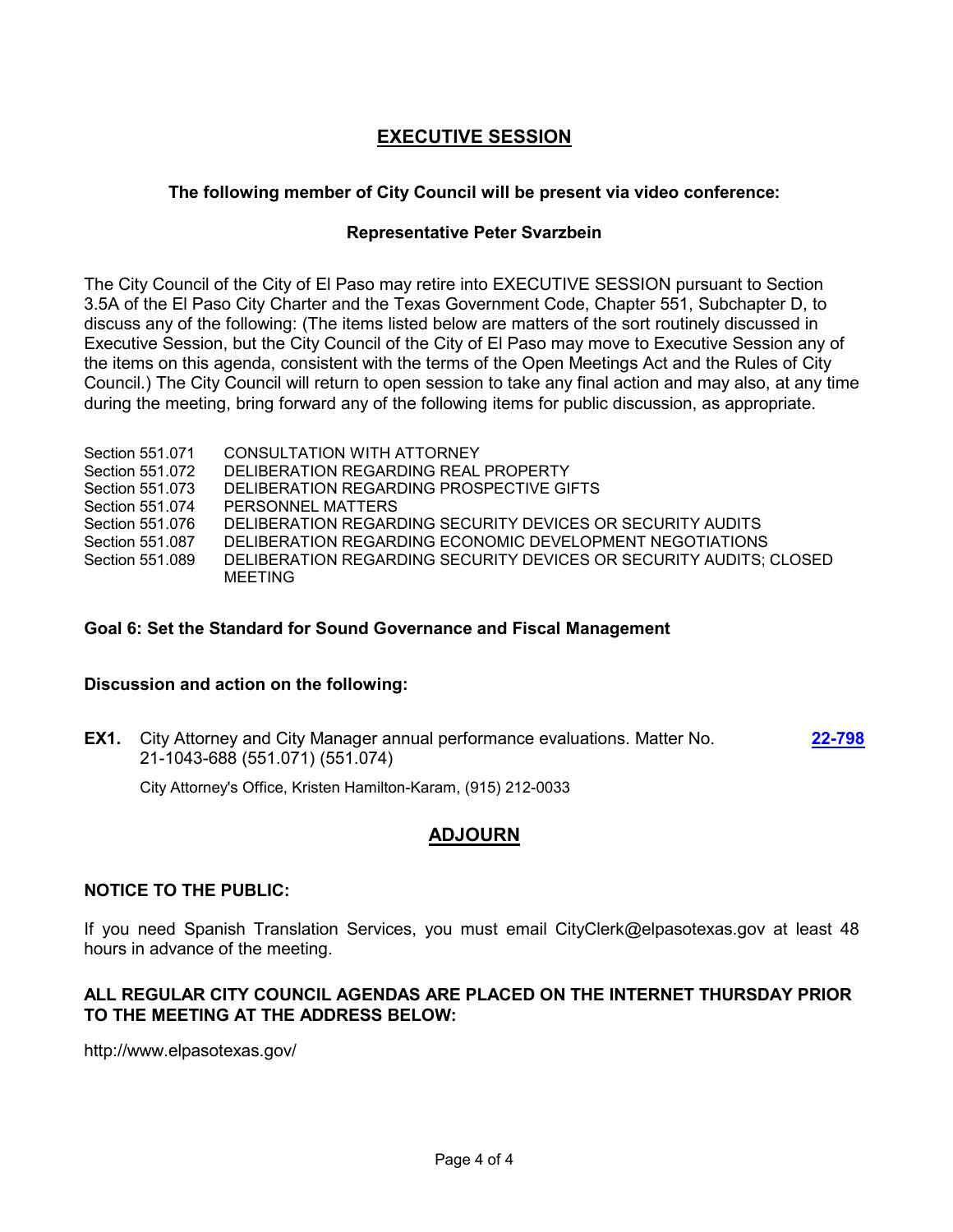## EXECUTIVE SESSION

**The following member of City Council will be present via video conference:**

**Representative Peter Svarzbein**

The City Council of the City of El Paso may retire into EXECUTIVE SESSION pursuant to Section 3.5A of the El Paso City Charter and the Texas Government Code, Chapter 551, Subchapter D, to discuss any of the following: (The items listed below are matters of the sort routinely discussed in Executive Session, but the City Council of the City of El Paso may move to Executive Session any of the items on this agenda, consistent with the terms of the Open Meetings Act and the Rules of City Council.) The City Council will return to open session to take any final action and may also, at any time during the meeting, bring forward any of the following items for public discussion, as appropriate.

| | |
|---|---|
| Section 551.071 | CONSULTATION WITH ATTORNEY |
| Section 551.072 | DELIBERATION REGARDING REAL PROPERTY |
| Section 551.073 | DELIBERATION REGARDING PROSPECTIVE GIFTS |
| Section 551.074 | PERSONNEL MATTERS |
| Section 551.076 | DELIBERATION REGARDING SECURITY DEVICES OR SECURITY AUDITS |
| Section 551.087 | DELIBERATION REGARDING ECONOMIC DEVELOPMENT NEGOTIATIONS |
| Section 551.089 | DELIBERATION REGARDING SECURITY DEVICES OR SECURITY AUDITS; CLOSED MEETING |

**Goal 6: Set the Standard for Sound Governance and Fiscal Management**

**Discussion and action on the following:**

**EX1.** City Attorney and City Manager annual performance evaluations. Matter No. 21-1043-688 (551.071) (551.074) **22-798**

City Attorney's Office, Kristen Hamilton-Karam, (915) 212-0033

## ADJOURN

**NOTICE TO THE PUBLIC:**

If you need Spanish Translation Services, you must email CityClerk@elpasotexas.gov at least 48 hours in advance of the meeting.

**ALL REGULAR CITY COUNCIL AGENDAS ARE PLACED ON THE INTERNET THURSDAY PRIOR TO THE MEETING AT THE ADDRESS BELOW:**

http://www.elpasotexas.gov/